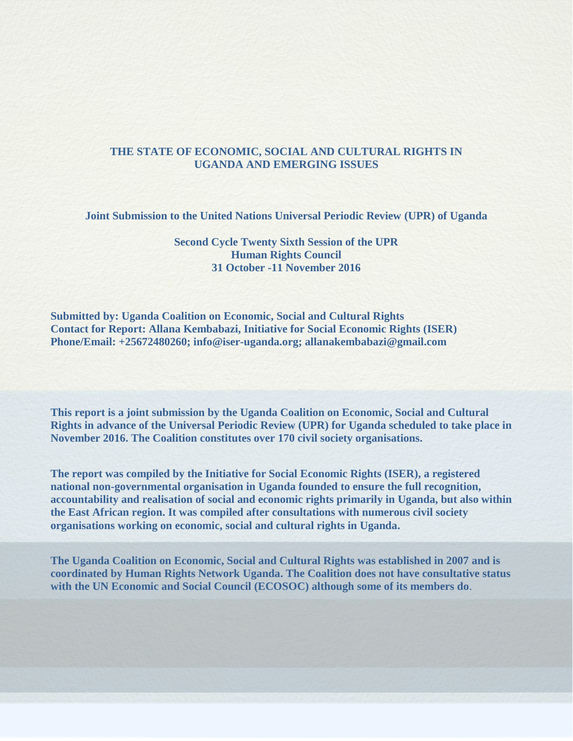# THE STATE OF ECONOMIC, SOCIAL AND CULTURAL RIGHTS IN UGANDA AND EMERGING ISSUES

**Joint Submission to the United Nations Universal Periodic Review (UPR) of Uganda**

**Second Cycle Twenty Sixth Session of the UPR**
**Human Rights Council**
**31 October -11 November 2016**

**Submitted by: Uganda Coalition on Economic, Social and Cultural Rights**
**Contact for Report: Allana Kembabazi, Initiative for Social Economic Rights (ISER)**
**Phone/Email: +25672480260; info@iser-uganda.org; allanakembabazi@gmail.com**

**This report is a joint submission by the Uganda Coalition on Economic, Social and Cultural Rights in advance of the Universal Periodic Review (UPR) for Uganda scheduled to take place in November 2016. The Coalition constitutes over 170 civil society organisations.**

**The report was compiled by the Initiative for Social Economic Rights (ISER), a registered national non-governmental organisation in Uganda founded to ensure the full recognition, accountability and realisation of social and economic rights primarily in Uganda, but also within the East African region. It was compiled after consultations with numerous civil society organisations working on economic, social and cultural rights in Uganda.**

**The Uganda Coalition on Economic, Social and Cultural Rights was established in 2007 and is coordinated by Human Rights Network Uganda. The Coalition does not have consultative status with the UN Economic and Social Council (ECOSOC) although some of its members do**.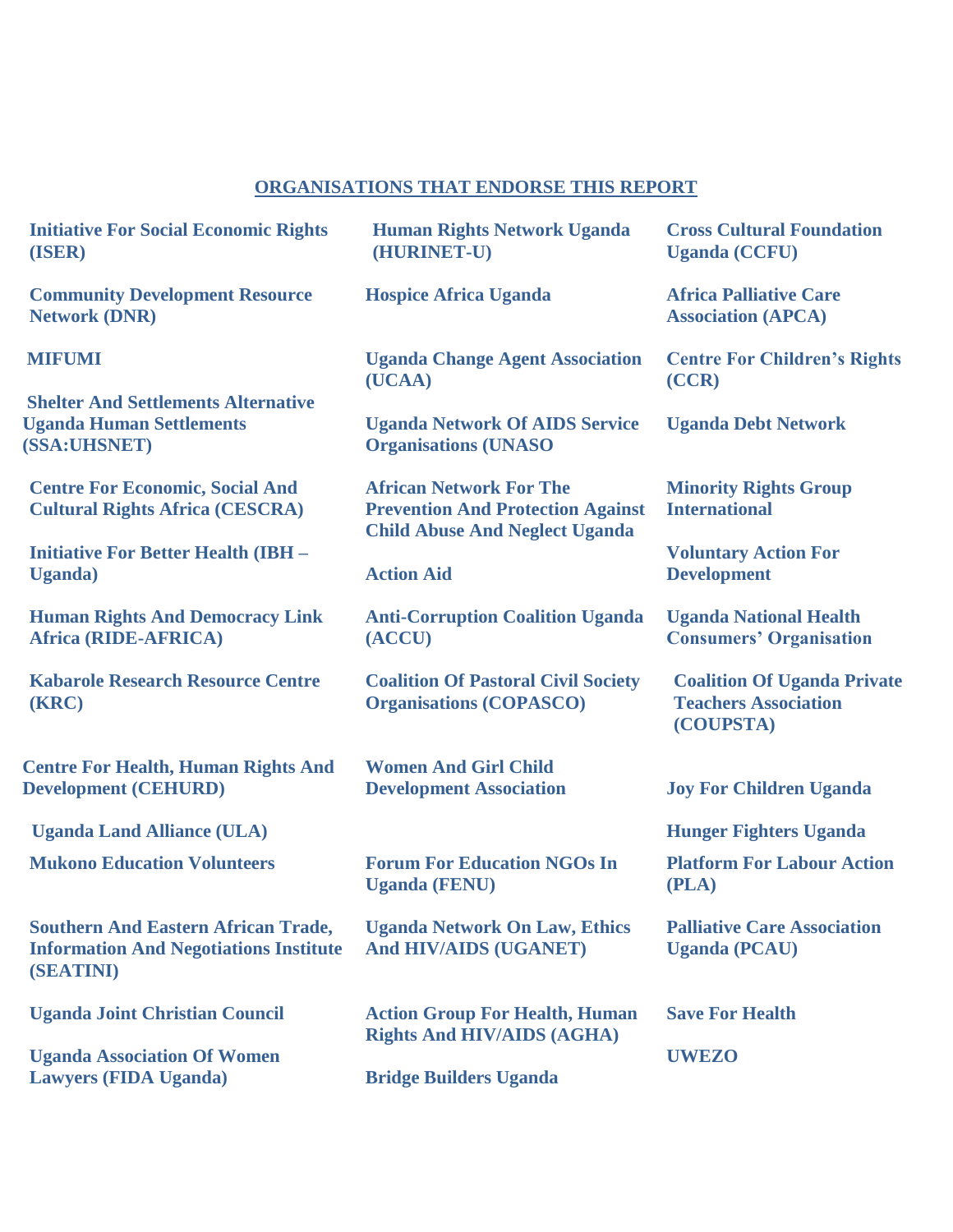## ORGANISATIONS THAT ENDORSE THIS REPORT

**Initiative For Social Economic Rights (ISER)**

**Community Development Resource Network (DNR)**

**MIFUMI**

**Shelter And Settlements Alternative Uganda Human Settlements (SSA:UHSNET)**

**Centre For Economic, Social And Cultural Rights Africa (CESCRA)**

**Initiative For Better Health (IBH – Uganda)**

**Human Rights And Democracy Link Africa (RIDE-AFRICA)**

**Kabarole Research Resource Centre (KRC)**

**Centre For Health, Human Rights And Development (CEHURD)**

**Uganda Land Alliance (ULA)**

**Mukono Education Volunteers**

**Southern And Eastern African Trade, Information And Negotiations Institute (SEATINI)**

**Uganda Joint Christian Council**

**Uganda Association Of Women Lawyers (FIDA Uganda)**

**Human Rights Network Uganda (HURINET-U)**

**Hospice Africa Uganda**

**Uganda Change Agent Association (UCAA)**

**Uganda Network Of AIDS Service Organisations (UNASO**

**African Network For The Prevention And Protection Against Child Abuse And Neglect Uganda**

**Action Aid**

**Anti-Corruption Coalition Uganda (ACCU)**

**Coalition Of Pastoral Civil Society Organisations (COPASCO)**

**Women And Girl Child Development Association**

**Forum For Education NGOs In Uganda (FENU)**

**Uganda Network On Law, Ethics And HIV/AIDS (UGANET)**

**Action Group For Health, Human Rights And HIV/AIDS (AGHA)**

**Bridge Builders Uganda**

**Cross Cultural Foundation Uganda (CCFU)**

**Africa Palliative Care Association (APCA)**

**Centre For Children's Rights (CCR)**

**Uganda Debt Network**

**Minority Rights Group International**

**Voluntary Action For Development**

**Uganda National Health Consumers' Organisation**

**Coalition Of Uganda Private Teachers Association (COUPSTA)**

**Joy For Children Uganda**

**Hunger Fighters Uganda**

**Platform For Labour Action (PLA)**

**Palliative Care Association Uganda (PCAU)**

**Save For Health**

**UWEZO**